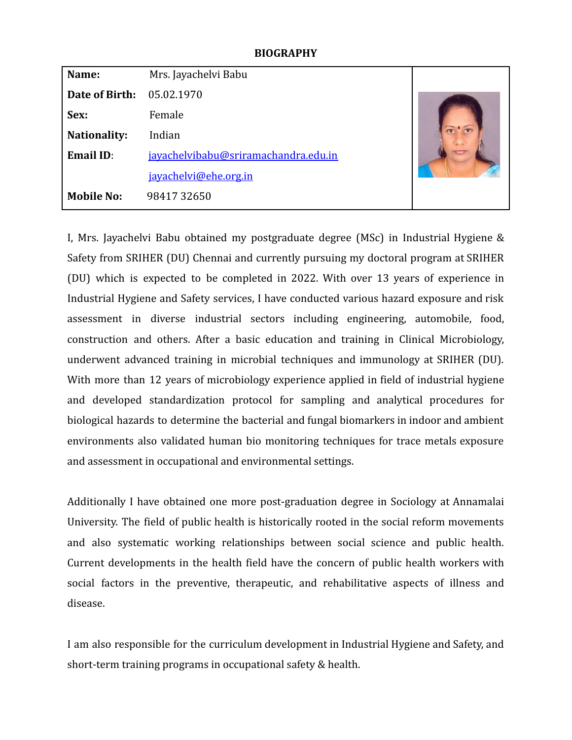# BIOGRAPHY

| | |
|---|---|
| **Name:** | Mrs. Jayachelvi Babu |
| **Date of Birth:** | 05.02.1970 |
| **Sex:** | Female |
| **Nationality:** | Indian |
| **Email ID**: | jayachelvibabu@sriramachandra.edu.in |
| | jayachelvi@ehe.org.in |
| **Mobile No:** | 98417 32650 |

I, Mrs. Jayachelvi Babu obtained my postgraduate degree (MSc) in Industrial Hygiene & Safety from SRIHER (DU) Chennai and currently pursuing my doctoral program at SRIHER (DU) which is expected to be completed in 2022. With over 13 years of experience in Industrial Hygiene and Safety services, I have conducted various hazard exposure and risk assessment in diverse industrial sectors including engineering, automobile, food, construction and others. After a basic education and training in Clinical Microbiology, underwent advanced training in microbial techniques and immunology at SRIHER (DU). With more than 12 years of microbiology experience applied in field of industrial hygiene and developed standardization protocol for sampling and analytical procedures for biological hazards to determine the bacterial and fungal biomarkers in indoor and ambient environments also validated human bio monitoring techniques for trace metals exposure and assessment in occupational and environmental settings.

Additionally I have obtained one more post-graduation degree in Sociology at Annamalai University. The field of public health is historically rooted in the social reform movements and also systematic working relationships between social science and public health. Current developments in the health field have the concern of public health workers with social factors in the preventive, therapeutic, and rehabilitative aspects of illness and disease.

I am also responsible for the curriculum development in Industrial Hygiene and Safety, and short-term training programs in occupational safety & health.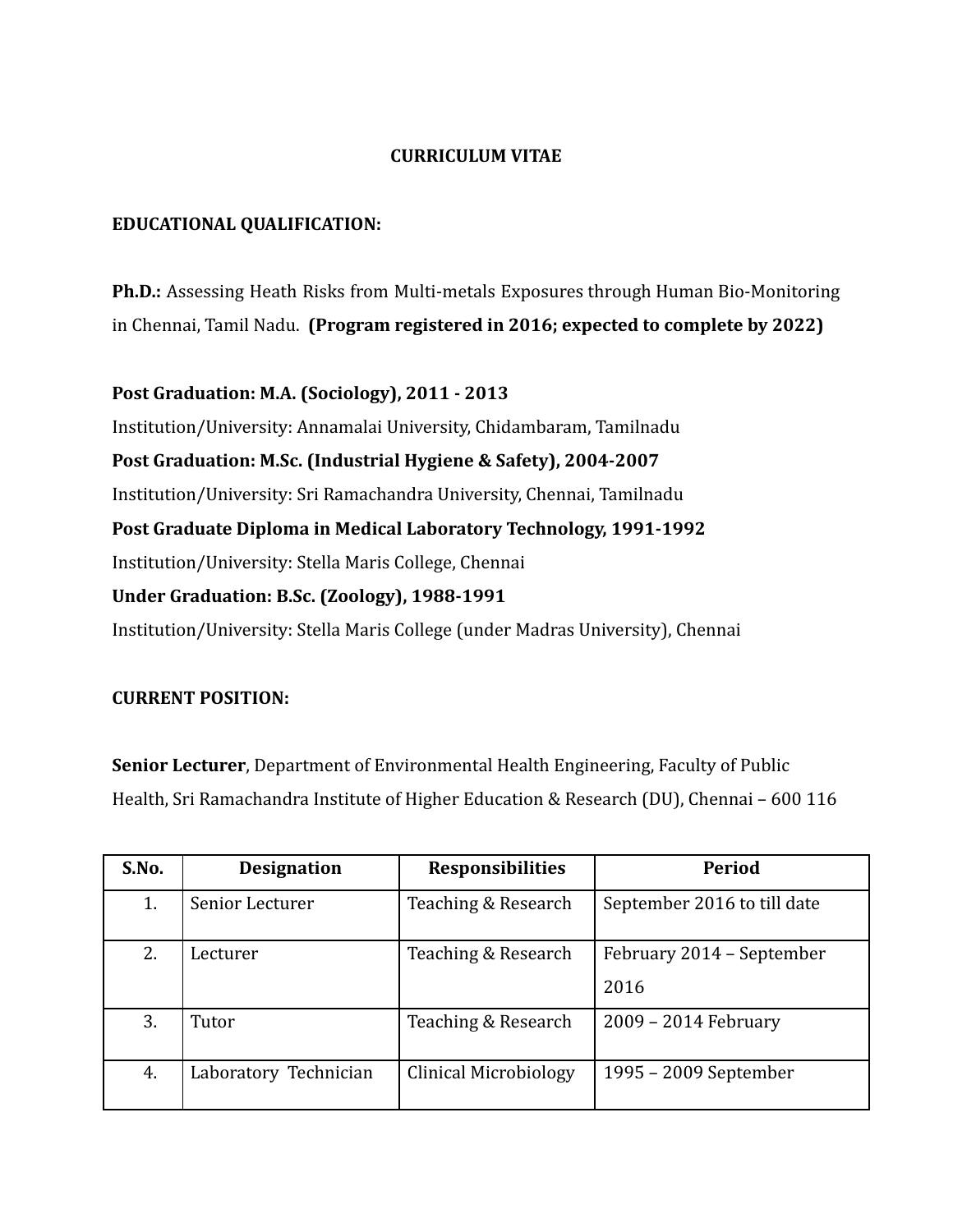# CURRICULUM VITAE

## EDUCATIONAL QUALIFICATION:

**Ph.D.:** Assessing Heath Risks from Multi-metals Exposures through Human Bio-Monitoring in Chennai, Tamil Nadu. **(Program registered in 2016; expected to complete by 2022)**

**Post Graduation: M.A. (Sociology), 2011 - 2013**
Institution/University: Annamalai University, Chidambaram, Tamilnadu
**Post Graduation: M.Sc. (Industrial Hygiene & Safety), 2004-2007**
Institution/University: Sri Ramachandra University, Chennai, Tamilnadu
**Post Graduate Diploma in Medical Laboratory Technology, 1991-1992**
Institution/University: Stella Maris College, Chennai
**Under Graduation: B.Sc. (Zoology), 1988-1991**
Institution/University: Stella Maris College (under Madras University), Chennai

## CURRENT POSITION:

**Senior Lecturer**, Department of Environmental Health Engineering, Faculty of Public Health, Sri Ramachandra Institute of Higher Education & Research (DU), Chennai – 600 116

| S.No. | Designation | Responsibilities | Period |
| --- | --- | --- | --- |
| 1. | Senior Lecturer | Teaching & Research | September 2016 to till date |
| 2. | Lecturer | Teaching & Research | February 2014 – September 2016 |
| 3. | Tutor | Teaching & Research | 2009 – 2014 February |
| 4. | Laboratory Technician | Clinical Microbiology | 1995 – 2009 September |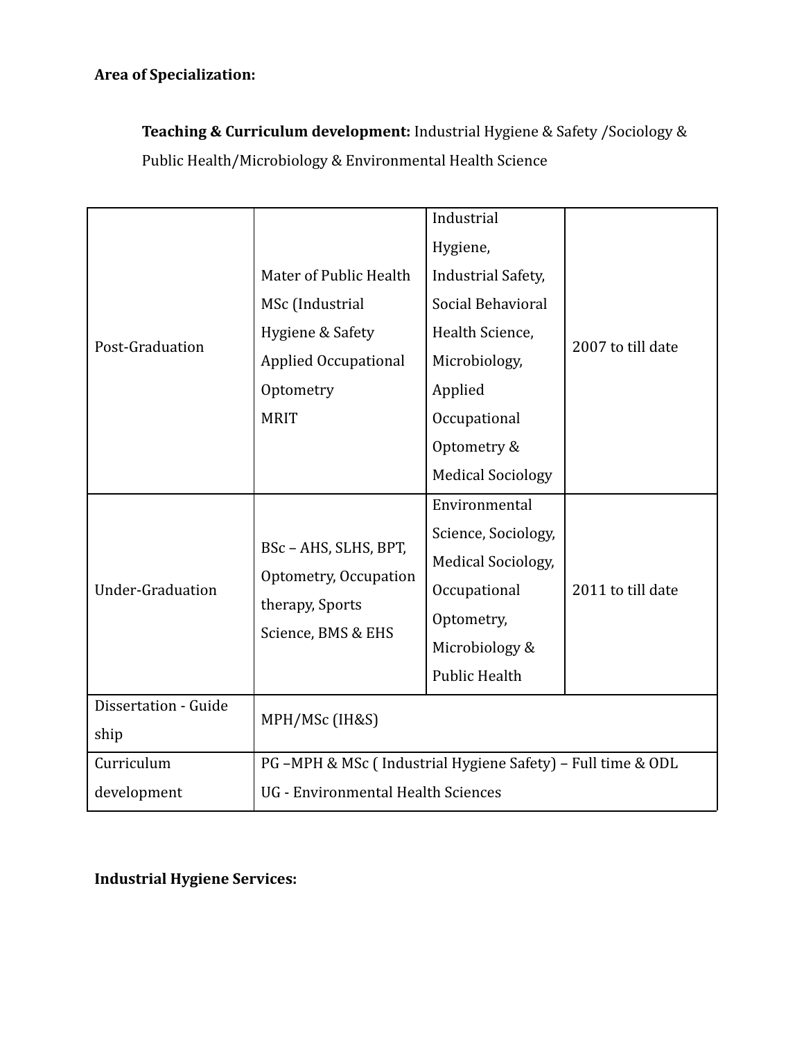**Area of Specialization:**

**Teaching & Curriculum development:** Industrial Hygiene & Safety /Sociology & Public Health/Microbiology & Environmental Health Science

| | | | |
|---|---|---|---|
| Post-Graduation | Mater of Public Health<br>MSc (Industrial Hygiene & Safety<br>Applied Occupational Optometry<br>MRIT | Industrial Hygiene, Industrial Safety, Social Behavioral Health Science, Microbiology, Applied Occupational Optometry & Medical Sociology | 2007 to till date |
| Under-Graduation | BSc – AHS, SLHS, BPT, Optometry, Occupation therapy, Sports Science, BMS & EHS | Environmental Science, Sociology, Medical Sociology, Occupational Optometry, Microbiology & Public Health | 2011 to till date |
| Dissertation - Guide ship | MPH/MSc (IH&S) | | |
| Curriculum development | PG –MPH & MSc ( Industrial Hygiene Safety) – Full time & ODL<br>UG - Environmental Health Sciences | | |

**Industrial Hygiene Services:**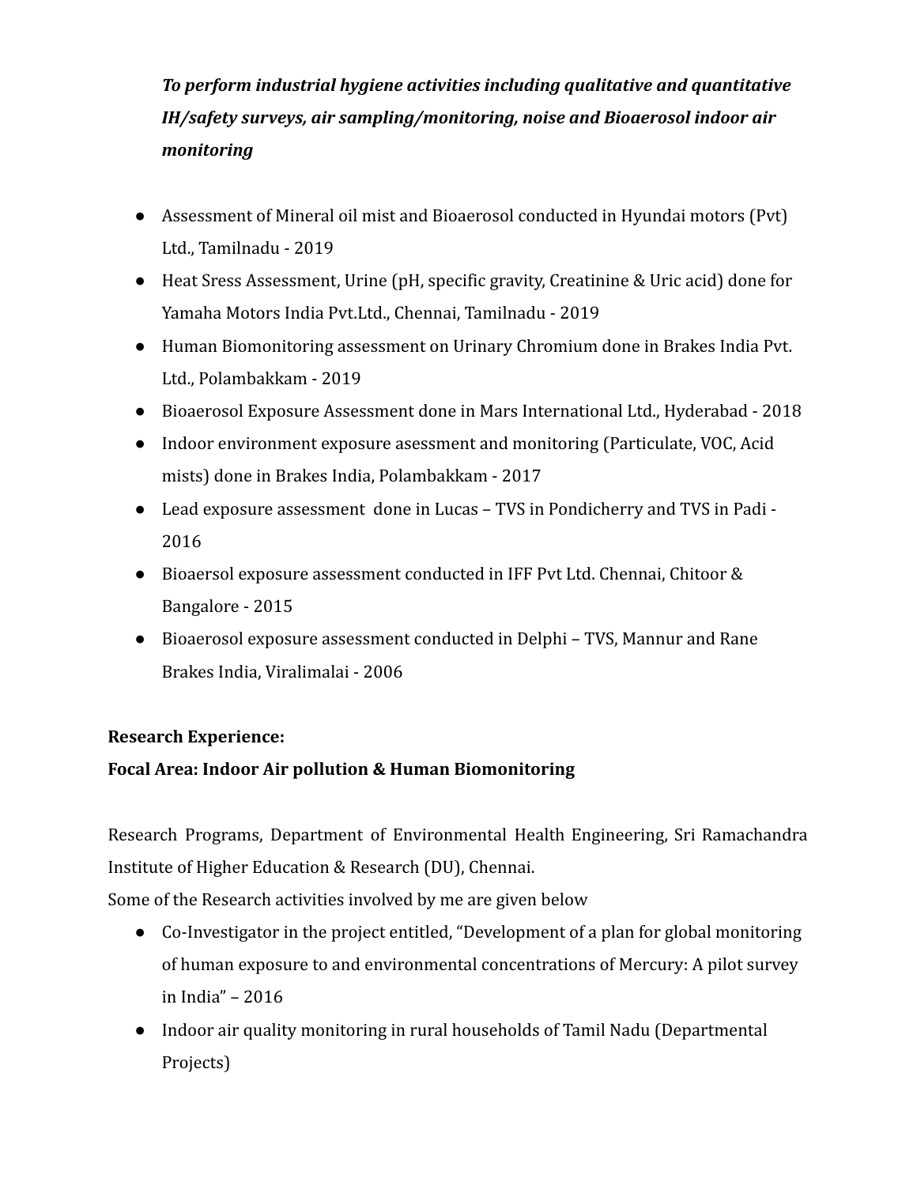***To perform industrial hygiene activities including qualitative and quantitative IH/safety surveys, air sampling/monitoring, noise and Bioaerosol indoor air monitoring***

- Assessment of Mineral oil mist and Bioaerosol conducted in Hyundai motors (Pvt) Ltd., Tamilnadu - 2019
- Heat Sress Assessment, Urine (pH, specific gravity, Creatinine & Uric acid) done for Yamaha Motors India Pvt.Ltd., Chennai, Tamilnadu - 2019
- Human Biomonitoring assessment on Urinary Chromium done in Brakes India Pvt. Ltd., Polambakkam - 2019
- Bioaerosol Exposure Assessment done in Mars International Ltd., Hyderabad - 2018
- Indoor environment exposure asessment and monitoring (Particulate, VOC, Acid mists) done in Brakes India, Polambakkam - 2017
- Lead exposure assessment done in Lucas – TVS in Pondicherry and TVS in Padi - 2016
- Bioaersol exposure assessment conducted in IFF Pvt Ltd. Chennai, Chitoor & Bangalore - 2015
- Bioaerosol exposure assessment conducted in Delphi – TVS, Mannur and Rane Brakes India, Viralimalai - 2006

**Research Experience:**

**Focal Area: Indoor Air pollution & Human Biomonitoring**

Research Programs, Department of Environmental Health Engineering, Sri Ramachandra Institute of Higher Education & Research (DU), Chennai.

Some of the Research activities involved by me are given below

- Co-Investigator in the project entitled, "Development of a plan for global monitoring of human exposure to and environmental concentrations of Mercury: A pilot survey in India" – 2016
- Indoor air quality monitoring in rural households of Tamil Nadu (Departmental Projects)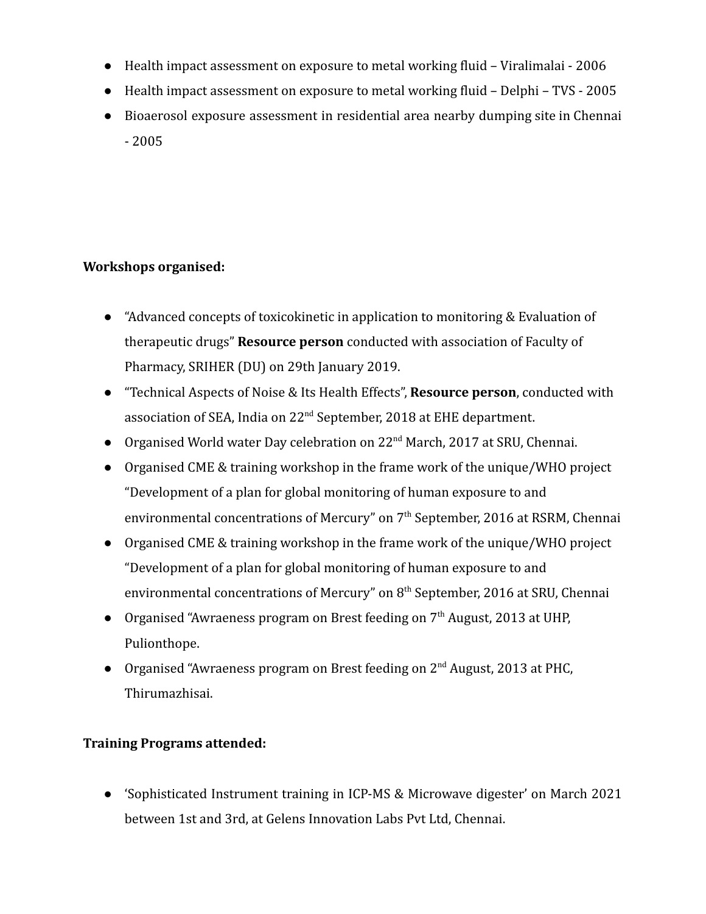- Health impact assessment on exposure to metal working fluid – Viralimalai - 2006
- Health impact assessment on exposure to metal working fluid – Delphi – TVS - 2005
- Bioaerosol exposure assessment in residential area nearby dumping site in Chennai - 2005

**Workshops organised:**

- “Advanced concepts of toxicokinetic in application to monitoring & Evaluation of therapeutic drugs” **Resource person** conducted with association of Faculty of Pharmacy, SRIHER (DU) on 29th January 2019.
- “Technical Aspects of Noise & Its Health Effects”, **Resource person**, conducted with association of SEA, India on 22nd September, 2018 at EHE department.
- Organised World water Day celebration on 22nd March, 2017 at SRU, Chennai.
- Organised CME & training workshop in the frame work of the unique/WHO project “Development of a plan for global monitoring of human exposure to and environmental concentrations of Mercury” on 7th September, 2016 at RSRM, Chennai
- Organised CME & training workshop in the frame work of the unique/WHO project “Development of a plan for global monitoring of human exposure to and environmental concentrations of Mercury” on 8th September, 2016 at SRU, Chennai
- Organised “Awraeness program on Brest feeding on 7th August, 2013 at UHP, Pulionthope.
- Organised “Awraeness program on Brest feeding on 2nd August, 2013 at PHC, Thirumazhisai.

**Training Programs attended:**

- ‘Sophisticated Instrument training in ICP-MS & Microwave digester’ on March 2021 between 1st and 3rd, at Gelens Innovation Labs Pvt Ltd, Chennai.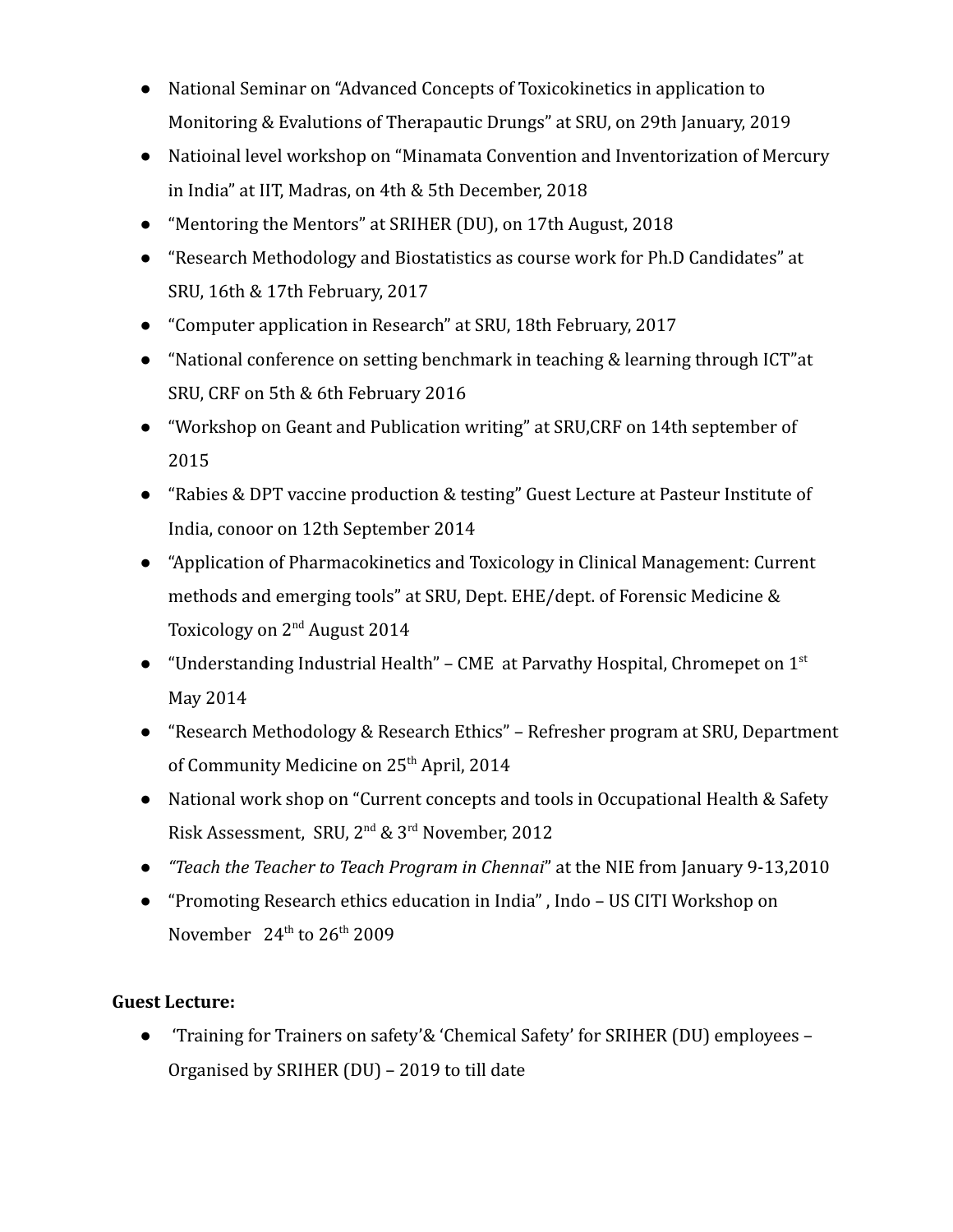- National Seminar on "Advanced Concepts of Toxicokinetics in application to Monitoring & Evalutions of Therapautic Drungs" at SRU, on 29th January, 2019
- Natioinal level workshop on "Minamata Convention and Inventorization of Mercury in India" at IIT, Madras, on 4th & 5th December, 2018
- "Mentoring the Mentors" at SRIHER (DU), on 17th August, 2018
- "Research Methodology and Biostatistics as course work for Ph.D Candidates" at SRU, 16th & 17th February, 2017
- "Computer application in Research" at SRU, 18th February, 2017
- "National conference on setting benchmark in teaching & learning through ICT"at SRU, CRF on 5th & 6th February 2016
- "Workshop on Geant and Publication writing" at SRU,CRF on 14th september of 2015
- "Rabies & DPT vaccine production & testing" Guest Lecture at Pasteur Institute of India, conoor on 12th September 2014
- "Application of Pharmacokinetics and Toxicology in Clinical Management: Current methods and emerging tools" at SRU, Dept. EHE/dept. of Forensic Medicine & Toxicology on 2nd August 2014
- "Understanding Industrial Health" – CME at Parvathy Hospital, Chromepet on 1st May 2014
- "Research Methodology & Research Ethics" – Refresher program at SRU, Department of Community Medicine on 25th April, 2014
- National work shop on "Current concepts and tools in Occupational Health & Safety Risk Assessment, SRU, 2nd & 3rd November, 2012
- *"Teach the Teacher to Teach Program in Chennai*" at the NIE from January 9-13,2010
- "Promoting Research ethics education in India" , Indo – US CITI Workshop on November 24th to 26th 2009

**Guest Lecture:**

- 'Training for Trainers on safety'& 'Chemical Safety' for SRIHER (DU) employees – Organised by SRIHER (DU) – 2019 to till date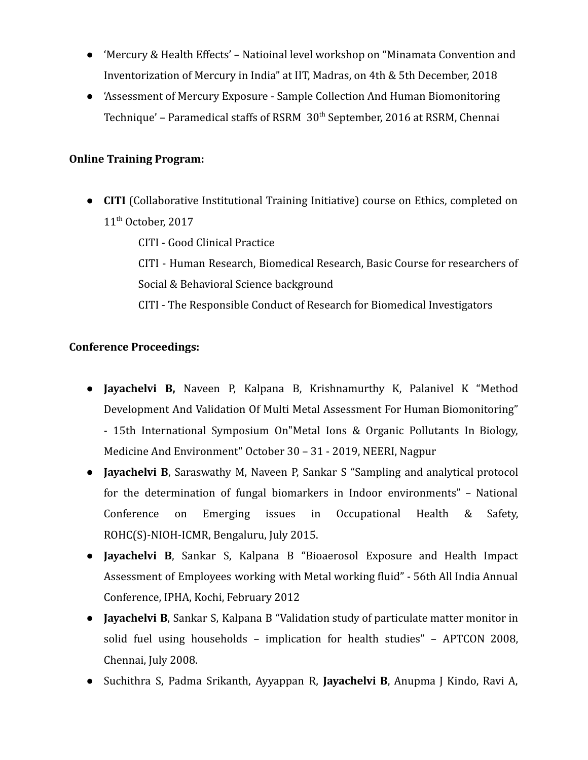- 'Mercury & Health Effects' – Natioinal level workshop on "Minamata Convention and Inventorization of Mercury in India" at IIT, Madras, on 4th & 5th December, 2018
- 'Assessment of Mercury Exposure - Sample Collection And Human Biomonitoring Technique' – Paramedical staffs of RSRM 30th September, 2016 at RSRM, Chennai

**Online Training Program:**

- **CITI** (Collaborative Institutional Training Initiative) course on Ethics, completed on 11th October, 2017

  CITI - Good Clinical Practice

  CITI - Human Research, Biomedical Research, Basic Course for researchers of Social & Behavioral Science background

  CITI - The Responsible Conduct of Research for Biomedical Investigators

**Conference Proceedings:**

- **Jayachelvi B,** Naveen P, Kalpana B, Krishnamurthy K, Palanivel K "Method Development And Validation Of Multi Metal Assessment For Human Biomonitoring" - 15th International Symposium On"Metal Ions & Organic Pollutants In Biology, Medicine And Environment" October 30 – 31 - 2019, NEERI, Nagpur
- **Jayachelvi B**, Saraswathy M, Naveen P, Sankar S "Sampling and analytical protocol for the determination of fungal biomarkers in Indoor environments" – National Conference on Emerging issues in Occupational Health & Safety, ROHC(S)-NIOH-ICMR, Bengaluru, July 2015.
- **Jayachelvi B**, Sankar S, Kalpana B "Bioaerosol Exposure and Health Impact Assessment of Employees working with Metal working fluid" - 56th All India Annual Conference, IPHA, Kochi, February 2012
- **Jayachelvi B**, Sankar S, Kalpana B "Validation study of particulate matter monitor in solid fuel using households – implication for health studies" – APTCON 2008, Chennai, July 2008.
- Suchithra S, Padma Srikanth, Ayyappan R, **Jayachelvi B**, Anupma J Kindo, Ravi A,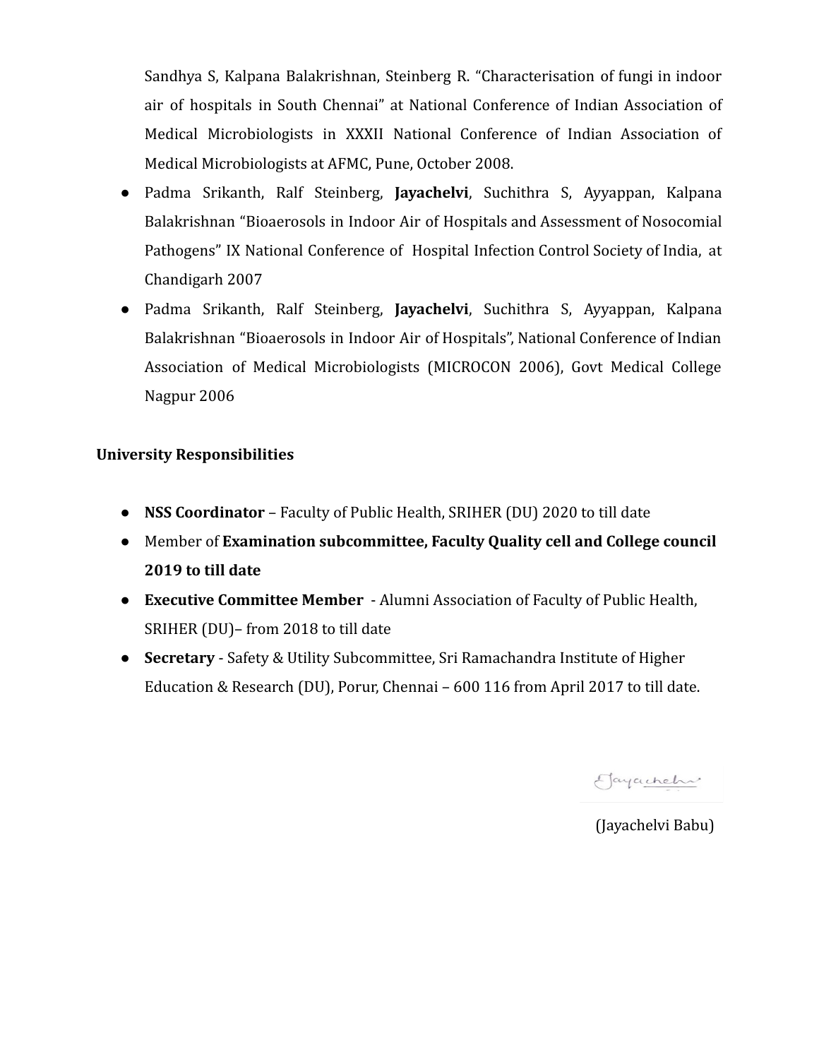Sandhya S, Kalpana Balakrishnan, Steinberg R. "Characterisation of fungi in indoor air of hospitals in South Chennai" at National Conference of Indian Association of Medical Microbiologists in XXXII National Conference of Indian Association of Medical Microbiologists at AFMC, Pune, October 2008.

- Padma Srikanth, Ralf Steinberg, **Jayachelvi**, Suchithra S, Ayyappan, Kalpana Balakrishnan "Bioaerosols in Indoor Air of Hospitals and Assessment of Nosocomial Pathogens" IX National Conference of Hospital Infection Control Society of India, at Chandigarh 2007
- Padma Srikanth, Ralf Steinberg, **Jayachelvi**, Suchithra S, Ayyappan, Kalpana Balakrishnan "Bioaerosols in Indoor Air of Hospitals", National Conference of Indian Association of Medical Microbiologists (MICROCON 2006), Govt Medical College Nagpur 2006

**University Responsibilities**

- **NSS Coordinator** – Faculty of Public Health, SRIHER (DU) 2020 to till date
- Member of **Examination subcommittee, Faculty Quality cell and College council 2019 to till date**
- **Executive Committee Member** - Alumni Association of Faculty of Public Health, SRIHER (DU)– from 2018 to till date
- **Secretary** - Safety & Utility Subcommittee, Sri Ramachandra Institute of Higher Education & Research (DU), Porur, Chennai – 600 116 from April 2017 to till date.

(Jayachelvi Babu)